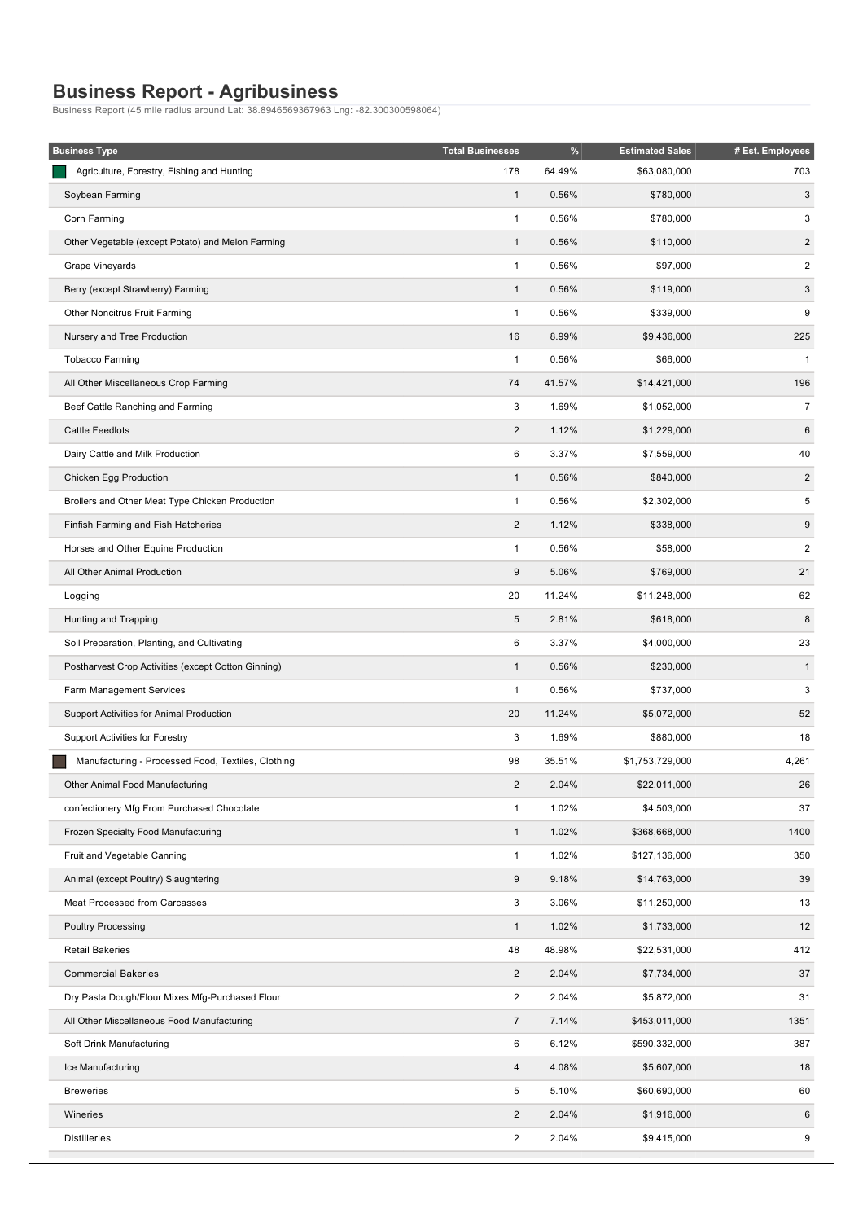# Business Report - Agribusiness

Business Report (45 mile radius around Lat: 38.8946569367963 Lng: -82.300300598064)

| Business Type | Total Businesses | % | Estimated Sales | # Est. Employees |
|---|---|---|---|---|
| Agriculture, Forestry, Fishing and Hunting | 178 | 64.49% | $63,080,000 | 703 |
| Soybean Farming | 1 | 0.56% | $780,000 | 3 |
| Corn Farming | 1 | 0.56% | $780,000 | 3 |
| Other Vegetable (except Potato) and Melon Farming | 1 | 0.56% | $110,000 | 2 |
| Grape Vineyards | 1 | 0.56% | $97,000 | 2 |
| Berry (except Strawberry) Farming | 1 | 0.56% | $119,000 | 3 |
| Other Noncitrus Fruit Farming | 1 | 0.56% | $339,000 | 9 |
| Nursery and Tree Production | 16 | 8.99% | $9,436,000 | 225 |
| Tobacco Farming | 1 | 0.56% | $66,000 | 1 |
| All Other Miscellaneous Crop Farming | 74 | 41.57% | $14,421,000 | 196 |
| Beef Cattle Ranching and Farming | 3 | 1.69% | $1,052,000 | 7 |
| Cattle Feedlots | 2 | 1.12% | $1,229,000 | 6 |
| Dairy Cattle and Milk Production | 6 | 3.37% | $7,559,000 | 40 |
| Chicken Egg Production | 1 | 0.56% | $840,000 | 2 |
| Broilers and Other Meat Type Chicken Production | 1 | 0.56% | $2,302,000 | 5 |
| Finfish Farming and Fish Hatcheries | 2 | 1.12% | $338,000 | 9 |
| Horses and Other Equine Production | 1 | 0.56% | $58,000 | 2 |
| All Other Animal Production | 9 | 5.06% | $769,000 | 21 |
| Logging | 20 | 11.24% | $11,248,000 | 62 |
| Hunting and Trapping | 5 | 2.81% | $618,000 | 8 |
| Soil Preparation, Planting, and Cultivating | 6 | 3.37% | $4,000,000 | 23 |
| Postharvest Crop Activities (except Cotton Ginning) | 1 | 0.56% | $230,000 | 1 |
| Farm Management Services | 1 | 0.56% | $737,000 | 3 |
| Support Activities for Animal Production | 20 | 11.24% | $5,072,000 | 52 |
| Support Activities for Forestry | 3 | 1.69% | $880,000 | 18 |
| Manufacturing - Processed Food, Textiles, Clothing | 98 | 35.51% | $1,753,729,000 | 4,261 |
| Other Animal Food Manufacturing | 2 | 2.04% | $22,011,000 | 26 |
| confectionery Mfg From Purchased Chocolate | 1 | 1.02% | $4,503,000 | 37 |
| Frozen Specialty Food Manufacturing | 1 | 1.02% | $368,668,000 | 1400 |
| Fruit and Vegetable Canning | 1 | 1.02% | $127,136,000 | 350 |
| Animal (except Poultry) Slaughtering | 9 | 9.18% | $14,763,000 | 39 |
| Meat Processed from Carcasses | 3 | 3.06% | $11,250,000 | 13 |
| Poultry Processing | 1 | 1.02% | $1,733,000 | 12 |
| Retail Bakeries | 48 | 48.98% | $22,531,000 | 412 |
| Commercial Bakeries | 2 | 2.04% | $7,734,000 | 37 |
| Dry Pasta Dough/Flour Mixes Mfg-Purchased Flour | 2 | 2.04% | $5,872,000 | 31 |
| All Other Miscellaneous Food Manufacturing | 7 | 7.14% | $453,011,000 | 1351 |
| Soft Drink Manufacturing | 6 | 6.12% | $590,332,000 | 387 |
| Ice Manufacturing | 4 | 4.08% | $5,607,000 | 18 |
| Breweries | 5 | 5.10% | $60,690,000 | 60 |
| Wineries | 2 | 2.04% | $1,916,000 | 6 |
| Distilleries | 2 | 2.04% | $9,415,000 | 9 |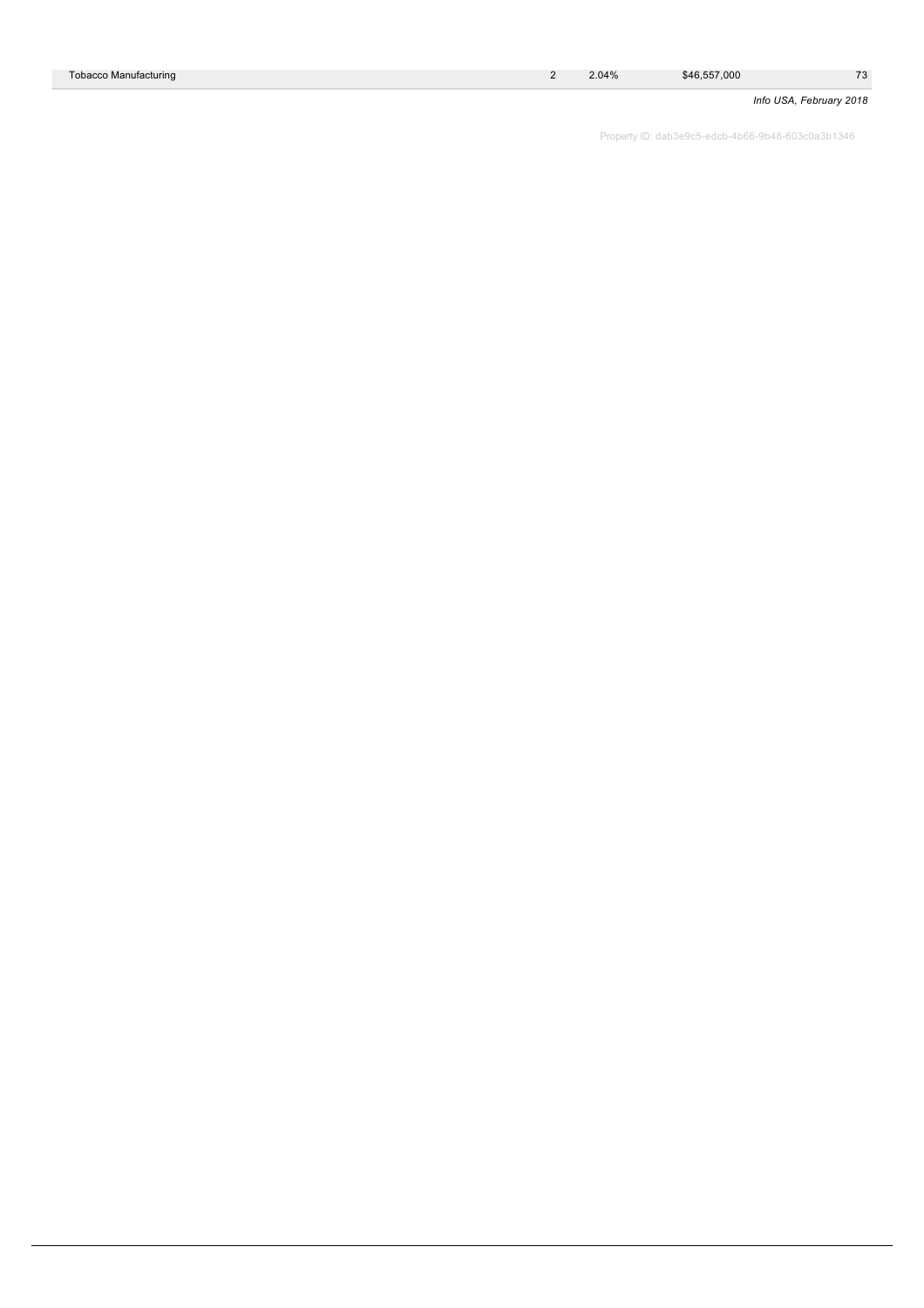| | | | | |
|---|---|---|---|---|
| Tobacco Manufacturing | 2 | 2.04% | $46,557,000 | 73 |

*Info USA, February 2018*

Property ID: dab3e9c5-edcb-4b66-9b48-603c0a3b1346